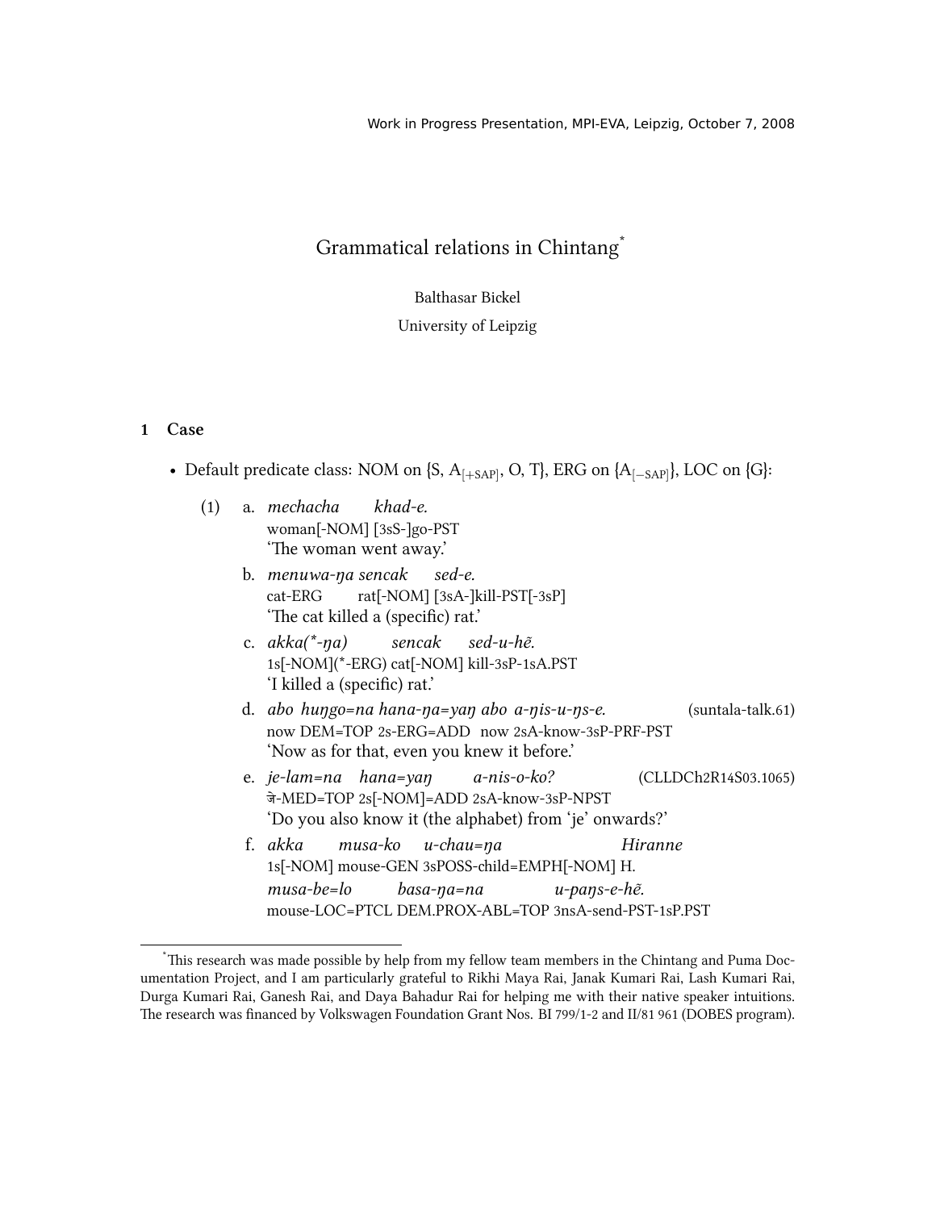Work in Progress Presentation, MPI-EVA, Leipzig, October 7, 2008

# Grammatical relations in Chintang[*]

Balthasar Bickel

University of Leipzig

## 1 Case

- Default predicate class: NOM on {S, $A_{[+SAP]}$, O, T}, ERG on {$A_{[-SAP]}$}, LOC on {G}:

(1) a. *mechacha khad-e.*
woman[-NOM] [3sS-]go-PST
'The woman went away.'

b. *menuwa-ŋa sencak sed-e.*
cat-ERG rat[-NOM] [3sA-]kill-PST[-3sP]
'The cat killed a (specific) rat.'

c. *akka(*-ŋa) sencak sed-u-hẽ.*
1s[-NOM](*-ERG) cat[-NOM] kill-3sP-1sA.PST
'I killed a (specific) rat.'

d. *abo huŋgo=na hana-ŋa=yaŋ abo a-ŋis-u-ŋs-e.* (suntala-talk.61)
now DEM=TOP 2s-ERG=ADD now 2sA-know-3sP-PRF-PST
'Now as for that, even you knew it before.'

e. *je-lam=na hana=yaŋ a-nis-o-ko?* (CLLDCh2R14S03.1065)
जे-MED=TOP 2s[-NOM]=ADD 2sA-know-3sP-NPST
'Do you also know it (the alphabet) from 'je' onwards?'

f. *akka musa-ko u-chau=ŋa Hiranne*
1s[-NOM] mouse-GEN 3sPOSS-child=EMPH[-NOM] H.
*musa-be=lo basa-ŋa=na u-paŋs-e-hẽ.*
mouse-LOC=PTCL DEM.PROX-ABL=TOP 3nsA-send-PST-1sP.PST

---

[*] This research was made possible by help from my fellow team members in the Chintang and Puma Documentation Project, and I am particularly grateful to Rikhi Maya Rai, Janak Kumari Rai, Lash Kumari Rai, Durga Kumari Rai, Ganesh Rai, and Daya Bahadur Rai for helping me with their native speaker intuitions. The research was financed by Volkswagen Foundation Grant Nos. BI 799/1-2 and II/81 961 (DOBES program).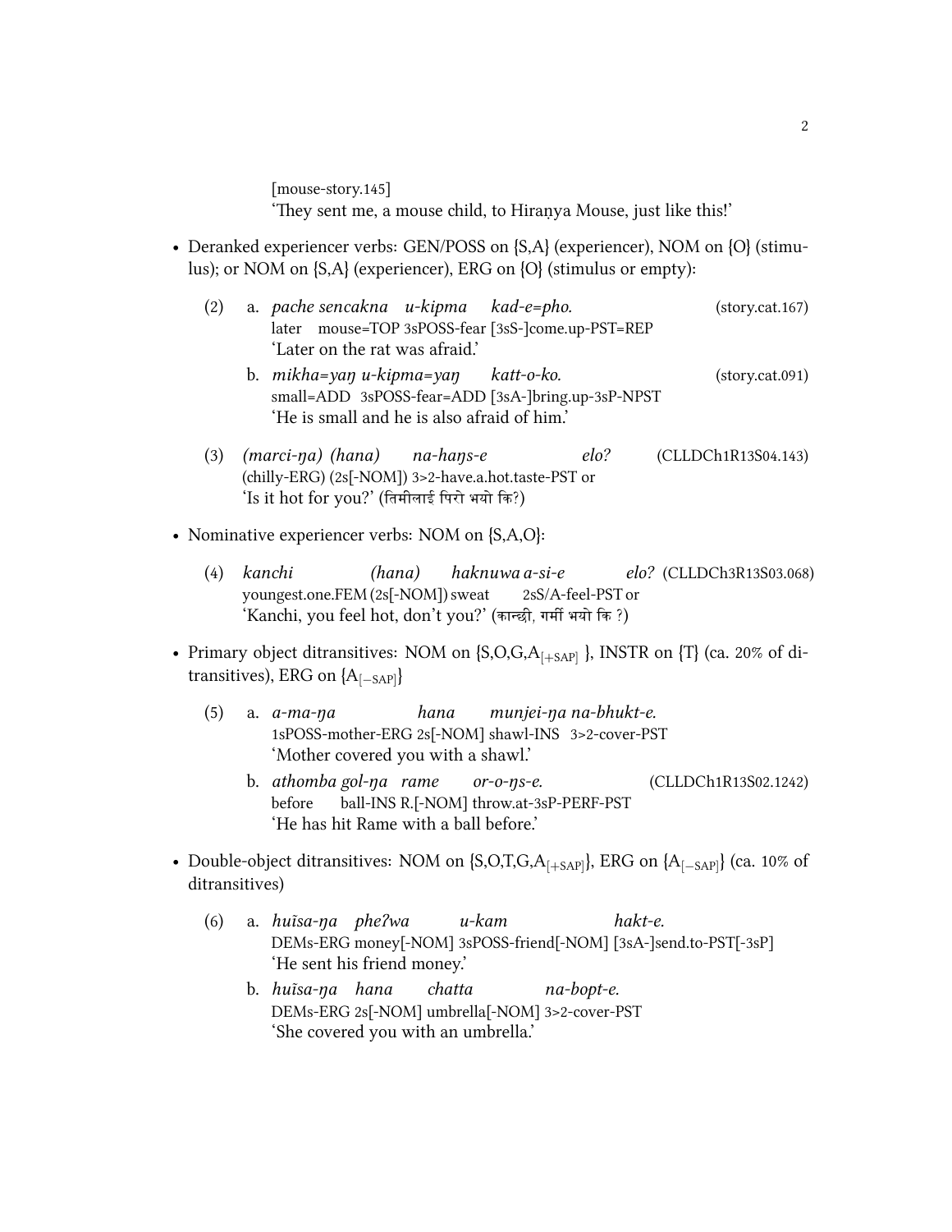[mouse-story.145]
'They sent me, a mouse child, to Hiraṇya Mouse, just like this!'

- Deranked experiencer verbs: GEN/POSS on {S,A} (experiencer), NOM on {O} (stimulus); or NOM on {S,A} (experiencer), ERG on {O} (stimulus or empty):

(2) a. *pache sencakna u-kipma kad-e=pho.* (story.cat.167)
later mouse=TOP 3sPOSS-fear [3sS-]come.up-PST=REP
'Later on the rat was afraid.'

b. *mikha=yaŋ u-kipma=yaŋ katt-o-ko.* (story.cat.091)
small=ADD 3sPOSS-fear=ADD [3sA-]bring.up-3sP-NPST
'He is small and he is also afraid of him.'

(3) *(marci-ŋa) (hana) na-haŋs-e elo?* (CLLDCh1R13S04.143)
(chilly-ERG) (2s[-NOM]) 3>2-have.a.hot.taste-PST or
'Is it hot for you?' (तिमीलाई पिरो भयो कि?)

- Nominative experiencer verbs: NOM on {S,A,O}:

(4) *kanchi (hana) haknuwa a-si-e elo?* (CLLDCh3R13S03.068)
youngest.one.FEM (2s[-NOM]) sweat 2sS/A-feel-PST or
'Kanchi, you feel hot, don't you?' (कान्छी, गर्मी भयो कि ?)

- Primary object ditransitives: NOM on {S,O,G,$A_{[+SAP]}$ }, INSTR on {T} (ca. 20% of ditransitives), ERG on {$A_{[-SAP]}$}

(5) a. *a-ma-ŋa hana munjei-ŋa na-bhukt-e.*
1sPOSS-mother-ERG 2s[-NOM] shawl-INS 3>2-cover-PST
'Mother covered you with a shawl.'

b. *athomba gol-ŋa rame or-o-ŋs-e.* (CLLDCh1R13S02.1242)
before ball-INS R.[-NOM] throw.at-3sP-PERF-PST
'He has hit Rame with a ball before.'

- Double-object ditransitives: NOM on {S,O,T,G,$A_{[+SAP]}$}, ERG on {$A_{[-SAP]}$} (ca. 10% of ditransitives)

(6) a. *huĩsa-ŋa pheʔwa u-kam hakt-e.*
DEMs-ERG money[-NOM] 3sPOSS-friend[-NOM] [3sA-]send.to-PST[-3sP]
'He sent his friend money.'

b. *huĩsa-ŋa hana chatta na-bopt-e.*
DEMs-ERG 2s[-NOM] umbrella[-NOM] 3>2-cover-PST
'She covered you with an umbrella.'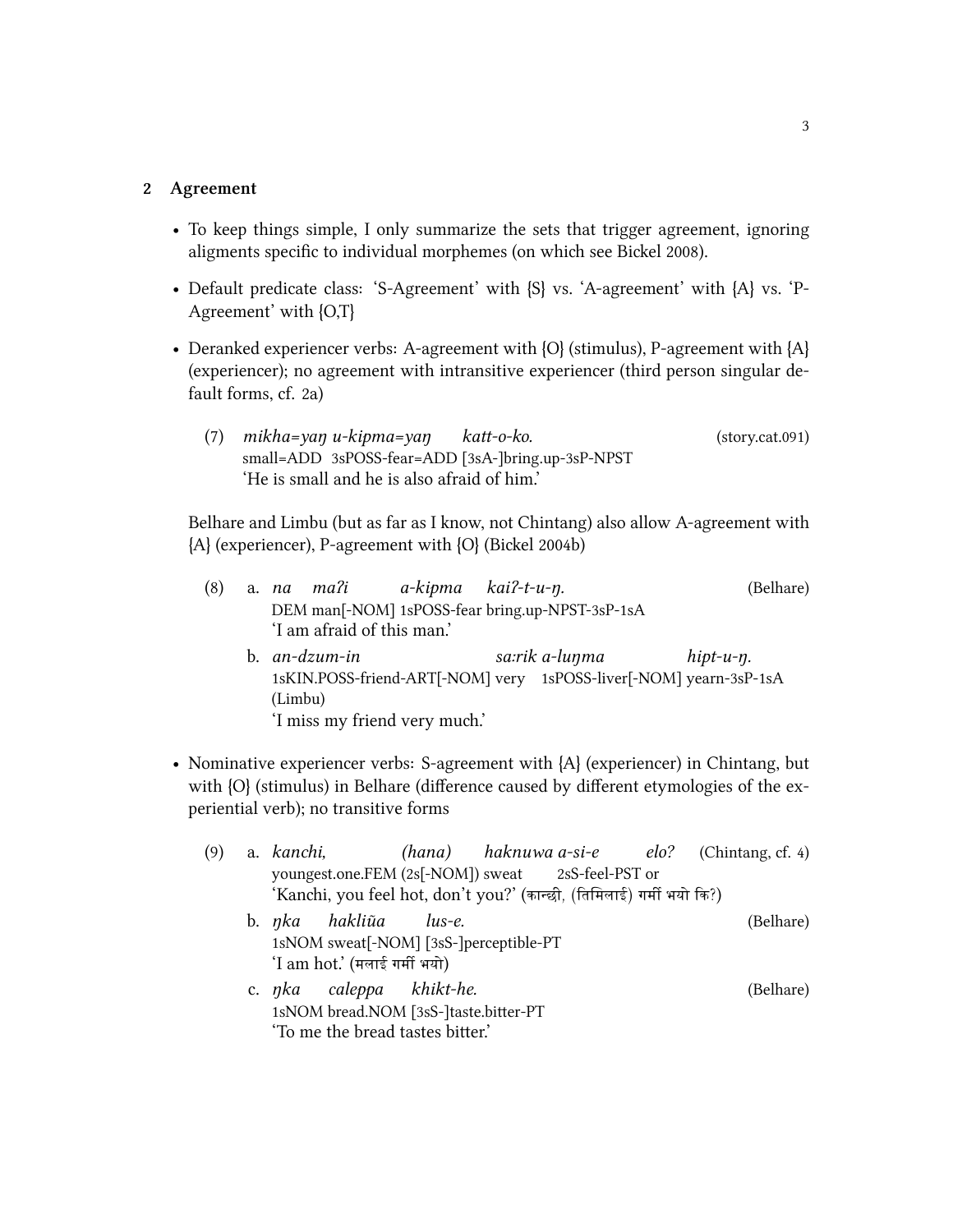## 2 Agreement

- To keep things simple, I only summarize the sets that trigger agreement, ignoring aligments specific to individual morphemes (on which see Bickel 2008).
- Default predicate class: 'S-Agreement' with {S} vs. 'A-agreement' with {A} vs. 'P-Agreement' with {O,T}
- Deranked experiencer verbs: A-agreement with {O} (stimulus), P-agreement with {A} (experiencer); no agreement with intransitive experiencer (third person singular default forms, cf. 2a)

(7) *mikha=yaŋ u-kipma=yaŋ katt-o-ko.* (story.cat.091)
small=ADD 3sPOSS-fear=ADD [3sA-]bring.up-3sP-NPST
'He is small and he is also afraid of him.'

Belhare and Limbu (but as far as I know, not Chintang) also allow A-agreement with {A} (experiencer), P-agreement with {O} (Bickel 2004b)

(8) a. *na maʔi a-kipma kaiʔ-t-u-ŋ.* (Belhare)
DEM man[-NOM] 1sPOSS-fear bring.up-NPST-3sP-1sA
'I am afraid of this man.'

b. *an-dzum-in sa:rik a-luŋma hipt-u-ŋ.*
1sKIN.POSS-friend-ART[-NOM] very 1sPOSS-liver[-NOM] yearn-3sP-1sA
(Limbu)
'I miss my friend very much.'

- Nominative experiencer verbs: S-agreement with {A} (experiencer) in Chintang, but with {O} (stimulus) in Belhare (difference caused by different etymologies of the experiential verb); no transitive forms

(9) a. *kanchi, (hana) haknuwa a-si-e elo?* (Chintang, cf. 4)
youngest.one.FEM (2s[-NOM]) sweat 2sS-feel-PST or
'Kanchi, you feel hot, don't you?' (कान्छी, (तिमिलाई) गर्मी भयो कि?)

b. *ŋka hakliũa lus-e.* (Belhare)
1sNOM sweat[-NOM] [3sS-]perceptible-PT
'I am hot.' (मलाई गर्मी भयो)

c. *ŋka caleppa khikt-he.* (Belhare)
1sNOM bread.NOM [3sS-]taste.bitter-PT
'To me the bread tastes bitter.'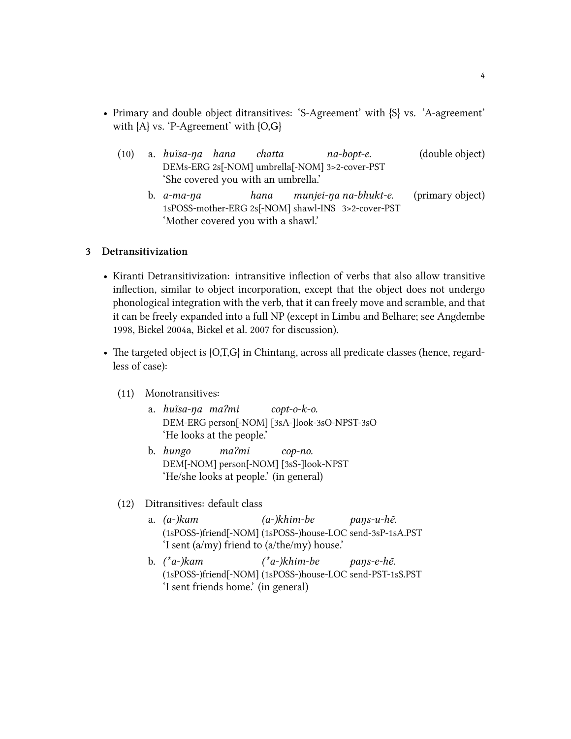- Primary and double object ditransitives: 'S-Agreement' with {S} vs. 'A-agreement' with {A} vs. 'P-Agreement' with {O,**G**}

(10) a. *huĩsa-ŋa hana chatta na-bopt-e.* (double object)
DEMs-ERG 2s[-NOM] umbrella[-NOM] 3>2-cover-PST
'She covered you with an umbrella.'

b. *a-ma-ŋa hana munjei-ŋa na-bhukt-e.* (primary object)
1sPOSS-mother-ERG 2s[-NOM] shawl-INS 3>2-cover-PST
'Mother covered you with a shawl.'

## 3 Detransitivization

- Kiranti Detransitivization: intransitive inflection of verbs that also allow transitive inflection, similar to object incorporation, except that the object does not undergo phonological integration with the verb, that it can freely move and scramble, and that it can be freely expanded into a full NP (except in Limbu and Belhare; see Angdembe 1998, Bickel 2004a, Bickel et al. 2007 for discussion).

- The targeted object is {O,T,G} in Chintang, across all predicate classes (hence, regardless of case):

(11) Monotransitives:

a. *huĩsa-ŋa maʔmi copt-o-k-o.*
DEM-ERG person[-NOM] [3sA-]look-3sO-NPST-3sO
'He looks at the people.'

b. *hungo maʔmi cop-no.*
DEM[-NOM] person[-NOM] [3sS-]look-NPST
'He/she looks at people.' (in general)

(12) Ditransitives: default class

a. *(a-)kam (a-)khim-be paŋs-u-hẽ.*
(1sPOSS-)friend[-NOM] (1sPOSS-)house-LOC send-3sP-1sA.PST
'I sent (a/my) friend to (a/the/my) house.'

b. *(\*a-)kam (\*a-)khim-be paŋs-e-hẽ.*
(1sPOSS-)friend[-NOM] (1sPOSS-)house-LOC send-PST-1sS.PST
'I sent friends home.' (in general)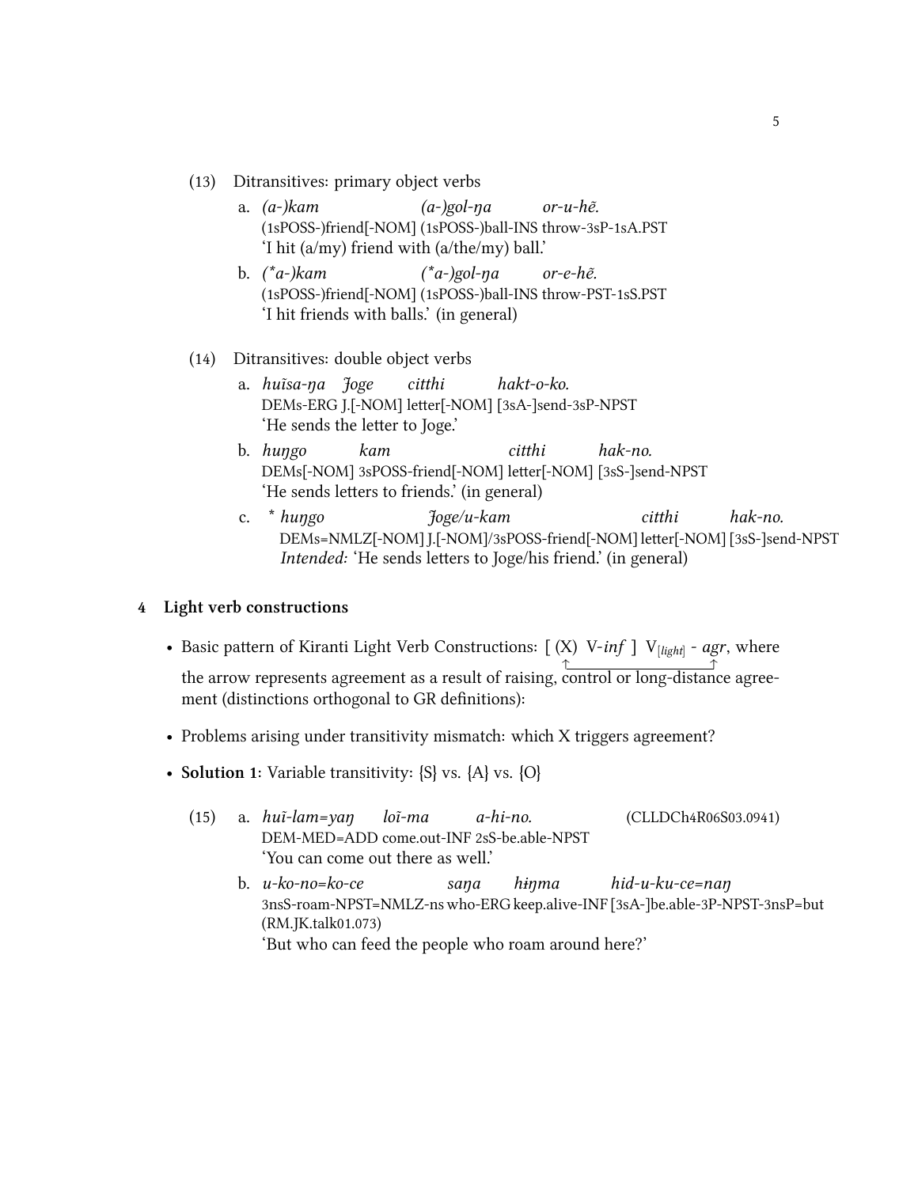(13) Ditransitives: primary object verbs

a. *(a-)kam* *(a-)gol-ŋa* *or-u-hẽ.*
(1sPOSS-)friend[-NOM] (1sPOSS-)ball-INS throw-3sP-1sA.PST
'I hit (a/my) friend with (a/the/my) ball.'

b. *(*a-)kam* *(*a-)gol-ŋa* *or-e-hẽ.*
(1sPOSS-)friend[-NOM] (1sPOSS-)ball-INS throw-PST-1sS.PST
'I hit friends with balls.' (in general)

(14) Ditransitives: double object verbs

a. *huĩsa-ŋa* *Joge* *citthi* *hakt-o-ko.*
DEMs-ERG J.[-NOM] letter[-NOM] [3sA-]send-3sP-NPST
'He sends the letter to Joge.'

b. *huŋgo* *kam* *citthi* *hak-no.*
DEMs[-NOM] 3sPOSS-friend[-NOM] letter[-NOM] [3sS-]send-NPST
'He sends letters to friends.' (in general)

c. * *huŋgo* *Joge/u-kam* *citthi* *hak-no.*
DEMs=NMLZ[-NOM] J.[-NOM]/3sPOSS-friend[-NOM] letter[-NOM] [3sS-]send-NPST
*Intended:* 'He sends letters to Joge/his friend.' (in general)

## 4 Light verb constructions

- Basic pattern of Kiranti Light Verb Constructions: [ (X) V-*inf* ] $V_{[light]}$ - *agr*, where the arrow represents agreement as a result of raising, control or long-distance agreement (distinctions orthogonal to GR definitions):
- Problems arising under transitivity mismatch: which X triggers agreement?
- **Solution 1**: Variable transitivity: {S} vs. {A} vs. {O}

(15) a. *huĩ-lam=yaŋ* *loĩ-ma* *a-hi-no.* (CLLDCh4R06S03.0941)
DEM-MED=ADD come.out-INF 2sS-be.able-NPST
'You can come out there as well.'

b. *u-ko-no=ko-ce* *saŋa* *hɨŋma* *hid-u-ku-ce=naŋ*
3nsS-roam-NPST=NMLZ-ns who-ERG keep.alive-INF [3sA-]be.able-3P-NPST-3nsP=but
(RM.JK.talk01.073)
'But who can feed the people who roam around here?'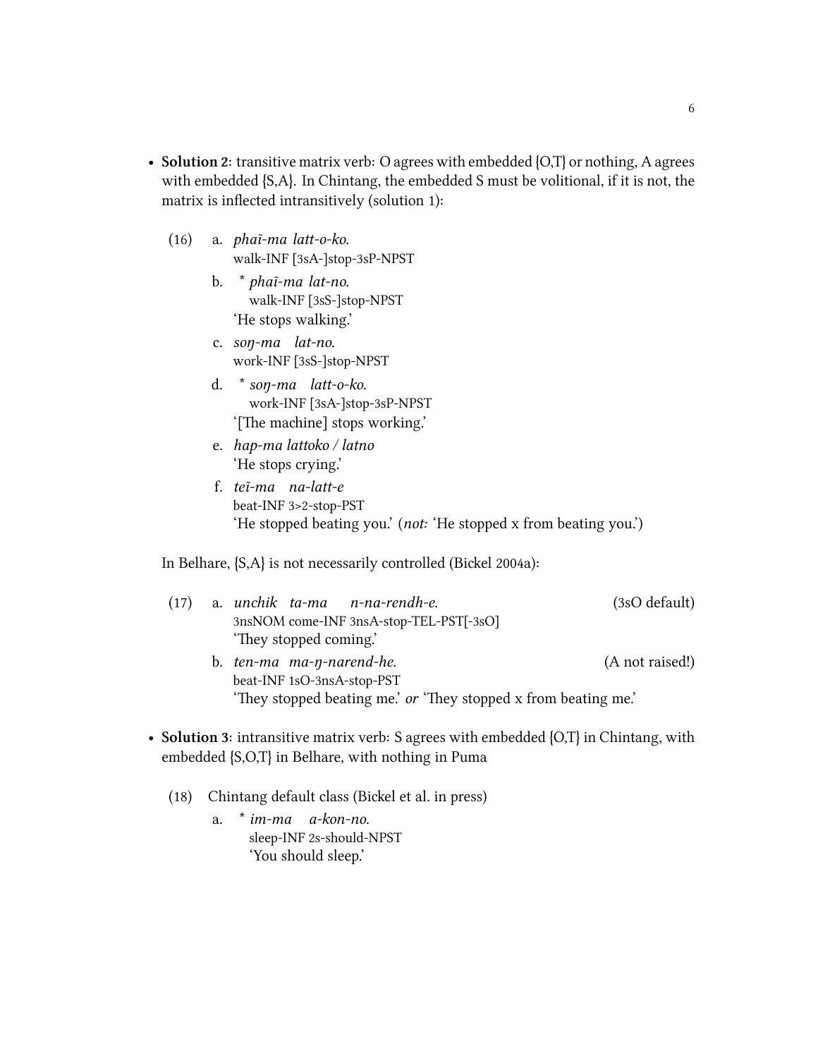- **Solution 2**: transitive matrix verb: O agrees with embedded {O,T} or nothing, A agrees with embedded {S,A}. In Chintang, the embedded S must be volitional, if it is not, the matrix is inflected intransitively (solution 1):

(16) a. *phaĩ-ma latt-o-ko.*
walk-INF [3sA-]stop-3sP-NPST

b. * *phaĩ-ma lat-no.*
walk-INF [3sS-]stop-NPST
'He stops walking.'

c. *soŋ-ma lat-no.*
work-INF [3sS-]stop-NPST

d. * *soŋ-ma latt-o-ko.*
work-INF [3sA-]stop-3sP-NPST
'[The machine] stops working.'

e. *hap-ma lattoko / latno*
'He stops crying.'

f. *teĩ-ma na-latt-e*
beat-INF 3>2-stop-PST
'He stopped beating you.' (*not:* 'He stopped x from beating you.')

In Belhare, {S,A} is not necessarily controlled (Bickel 2004a):

(17) a. *unchik ta-ma n-na-rendh-e.* (3sO default)
3nsNOM come-INF 3nsA-stop-TEL-PST[-3sO]
'They stopped coming.'

b. *ten-ma ma-ŋ-narend-he.* (A not raised!)
beat-INF 1sO-3nsA-stop-PST
'They stopped beating me.' *or* 'They stopped x from beating me.'

- **Solution 3**: intransitive matrix verb: S agrees with embedded {O,T} in Chintang, with embedded {S,O,T} in Belhare, with nothing in Puma

(18) Chintang default class (Bickel et al. in press)

a. * *im-ma a-kon-no.*
sleep-INF 2s-should-NPST
'You should sleep.'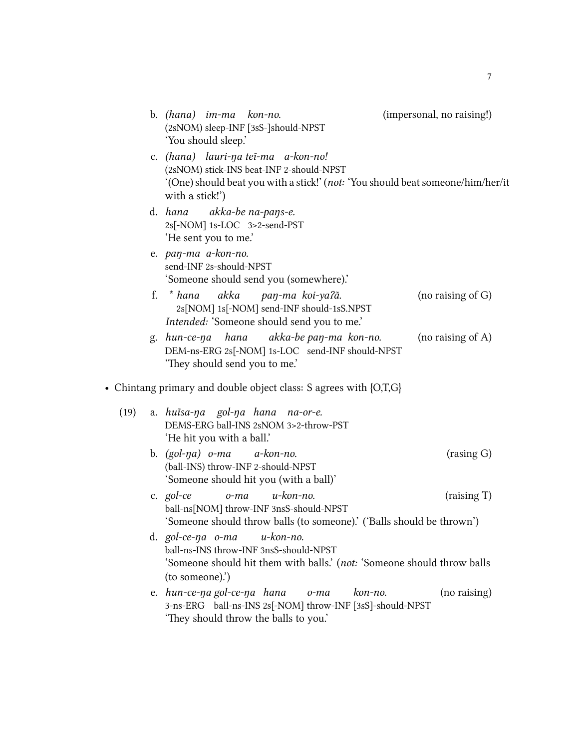b. *(hana) im-ma kon-no.* (impersonal, no raising!)
   (2sNOM) sleep-INF [3sS-]should-NPST
   'You should sleep.'

c. *(hana) lauri-ŋa teĩ-ma a-kon-no!*
   (2sNOM) stick-INS beat-INF 2-should-NPST
   '(One) should beat you with a stick!' (*not:* 'You should beat someone/him/her/it with a stick!')

d. *hana akka-be na-paŋs-e.*
   2s[-NOM] 1s-LOC 3>2-send-PST
   'He sent you to me.'

e. *paŋ-ma a-kon-no.*
   send-INF 2s-should-NPST
   'Someone should send you (somewhere).'

f. *\* hana akka paŋ-ma koi-yaʔã.* (no raising of G)
   2s[NOM] 1s[-NOM] send-INF should-1sS.NPST
   *Intended:* 'Someone should send you to me.'

g. *hun-ce-ŋa hana akka-be paŋ-ma kon-no.* (no raising of A)
   DEM-ns-ERG 2s[-NOM] 1s-LOC send-INF should-NPST
   'They should send you to me.'

- Chintang primary and double object class: S agrees with {O,T,G}

(19) a. *huĩsa-ŋa gol-ŋa hana na-or-e.*
   DEMS-ERG ball-INS 2sNOM 3>2-throw-PST
   'He hit you with a ball.'

b. *(gol-ŋa) o-ma a-kon-no.* (rasing G)
   (ball-INS) throw-INF 2-should-NPST
   'Someone should hit you (with a ball)'

c. *gol-ce o-ma u-kon-no.* (raising T)
   ball-ns[NOM] throw-INF 3nsS-should-NPST
   'Someone should throw balls (to someone).' ('Balls should be thrown')

d. *gol-ce-ŋa o-ma u-kon-no.*
   ball-ns-INS throw-INF 3nsS-should-NPST
   'Someone should hit them with balls.' (*not:* 'Someone should throw balls (to someone).')

e. *hun-ce-ŋa gol-ce-ŋa hana o-ma kon-no.* (no raising)
   3-ns-ERG ball-ns-INS 2s[-NOM] throw-INF [3sS]-should-NPST
   'They should throw the balls to you.'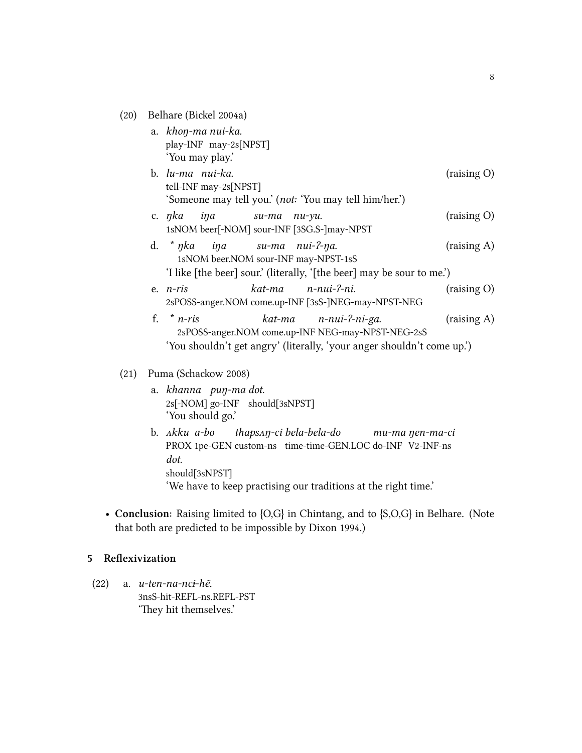(20) Belhare (Bickel 2004a)

a. *khoŋ-ma nui-ka.*  
play-INF may-2s[NPST]  
'You may play.'

b. *lu-ma nui-ka.* (raising O)  
tell-INF may-2s[NPST]  
'Someone may tell you.' (*not:* 'You may tell him/her.')

c. *ŋka iŋa su-ma nu-yu.* (raising O)  
1sNOM beer[-NOM] sour-INF [3SG.S-]may-NPST

d. * *ŋka iŋa su-ma nui-ʔ-ŋa.* (raising A)  
1sNOM beer.NOM sour-INF may-NPST-1sS  
'I like [the beer] sour.' (literally, '[the beer] may be sour to me.')

e. *n-ris kat-ma n-nui-ʔ-ni.* (raising O)  
2sPOSS-anger.NOM come.up-INF [3sS-]NEG-may-NPST-NEG

f. * *n-ris kat-ma n-nui-ʔ-ni-ga.* (raising A)  
2sPOSS-anger.NOM come.up-INF NEG-may-NPST-NEG-2sS  
'You shouldn't get angry' (literally, 'your anger shouldn't come up.')

(21) Puma (Schackow 2008)

a. *khanna puŋ-ma dot.*  
2s[-NOM] go-INF should[3sNPST]  
'You should go.'

b. *ʌkku a-bo thapsʌŋ-ci bela-bela-do mu-ma ŋen-ma-ci dot.*  
PROX 1pe-GEN custom-ns time-time-GEN.LOC do-INF V2-INF-ns should[3sNPST]  
'We have to keep practising our traditions at the right time.'

- **Conclusion**: Raising limited to {O,G} in Chintang, and to {S,O,G} in Belhare. (Note that both are predicted to be impossible by Dixon 1994.)

## 5 Reflexivization

(22) a. *u-ten-na-ncɨ-hẽ.*  
3nsS-hit-REFL-ns.REFL-PST  
'They hit themselves.'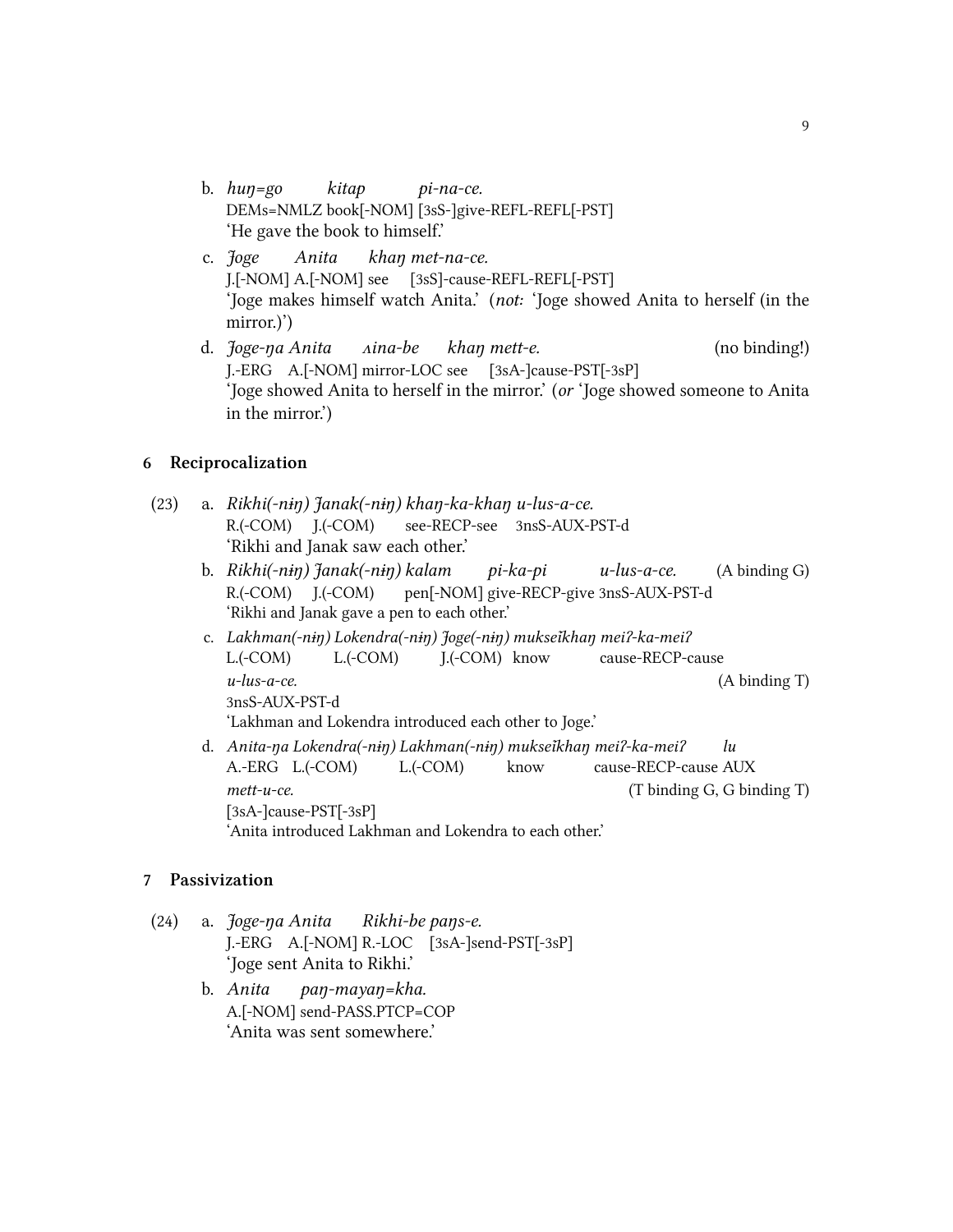b. *huŋ=go kitap pi-na-ce.*
DEMs=NMLZ book[-NOM] [3sS-]give-REFL-REFL[-PST]
'He gave the book to himself.'

c. *Joge Anita khaŋ met-na-ce.*
J.[-NOM] A.[-NOM] see [3sS]-cause-REFL-REFL[-PST]
'Joge makes himself watch Anita.' (*not:* 'Joge showed Anita to herself (in the mirror.)')

d. *Joge-ŋa Anita ʌina-be khaŋ mett-e.* (no binding!)
J.-ERG A.[-NOM] mirror-LOC see [3sA-]cause-PST[-3sP]
'Joge showed Anita to herself in the mirror.' (*or* 'Joge showed someone to Anita in the mirror.')

## 6 Reciprocalization

(23) a. *Rikhi(-nɨŋ) Janak(-nɨŋ) khaŋ-ka-khaŋ u-lus-a-ce.*
R.(-COM) J.(-COM) see-RECP-see 3nsS-AUX-PST-d
'Rikhi and Janak saw each other.'

b. *Rikhi(-nɨŋ) Janak(-nɨŋ) kalam pi-ka-pi u-lus-a-ce.* (A binding G)
R.(-COM) J.(-COM) pen[-NOM] give-RECP-give 3nsS-AUX-PST-d
'Rikhi and Janak gave a pen to each other.'

c. *Lakhman(-nɨŋ) Lokendra(-nɨŋ) Joge(-nɨŋ) mukseĩkhaŋ meiʔ-ka-meiʔ u-lus-a-ce.* (A binding T)
L.(-COM) L.(-COM) J.(-COM) know cause-RECP-cause 3nsS-AUX-PST-d
'Lakhman and Lokendra introduced each other to Joge.'

d. *Anita-ŋa Lokendra(-nɨŋ) Lakhman(-nɨŋ) mukseĩkhaŋ meiʔ-ka-meiʔ lu mett-u-ce.* (T binding G, G binding T)
A.-ERG L.(-COM) L.(-COM) know cause-RECP-cause AUX [3sA-]cause-PST[-3sP]
'Anita introduced Lakhman and Lokendra to each other.'

## 7 Passivization

(24) a. *Joge-ŋa Anita Rikhi-be paŋs-e.*
J.-ERG A.[-NOM] R.-LOC [3sA-]send-PST[-3sP]
'Joge sent Anita to Rikhi.'

b. *Anita paŋ-mayaŋ=kha.*
A.[-NOM] send-PASS.PTCP=COP
'Anita was sent somewhere.'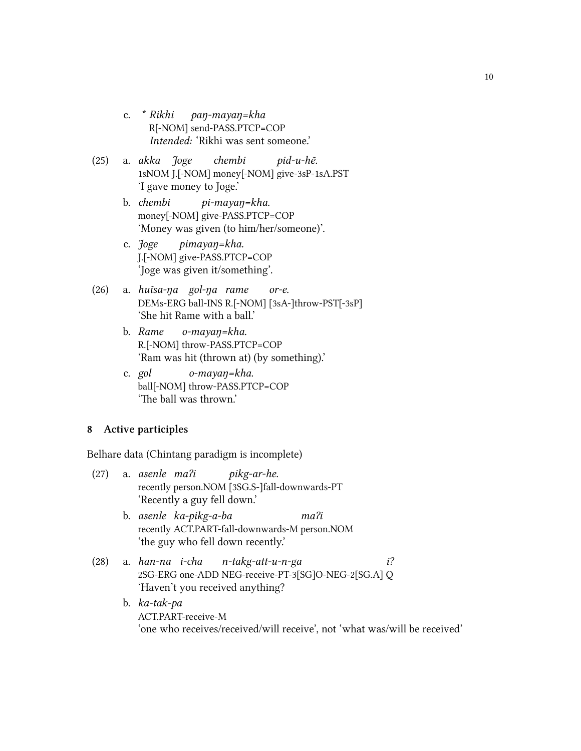c. \* *Rikhi paŋ-mayaŋ=kha*
   R[-NOM] send-PASS.PTCP=COP
   *Intended:* 'Rikhi was sent someone.'

(25) a. *akka Joge chembi pid-u-hẽ.*
   1sNOM J.[-NOM] money[-NOM] give-3sP-1sA.PST
   'I gave money to Joge.'

   b. *chembi pi-mayaŋ=kha.*
   money[-NOM] give-PASS.PTCP=COP
   'Money was given (to him/her/someone)'.

   c. *Joge pimayaŋ=kha.*
   J.[-NOM] give-PASS.PTCP=COP
   'Joge was given it/something'.

(26) a. *huĩsa-ŋa gol-ŋa rame or-e.*
   DEMs-ERG ball-INS R.[-NOM] [3sA-]throw-PST[-3sP]
   'She hit Rame with a ball.'

   b. *Rame o-mayaŋ=kha.*
   R.[-NOM] throw-PASS.PTCP=COP
   'Ram was hit (thrown at) (by something).'

   c. *gol o-mayaŋ=kha.*
   ball[-NOM] throw-PASS.PTCP=COP
   'The ball was thrown.'

## 8 Active participles

Belhare data (Chintang paradigm is incomplete)

(27) a. *asenle maʔi pikg-ar-he.*
   recently person.NOM [3SG.S-]fall-downwards-PT
   'Recently a guy fell down.'

   b. *asenle ka-pikg-a-ba maʔi*
   recently ACT.PART-fall-downwards-M person.NOM
   'the guy who fell down recently.'

(28) a. *han-na i-cha n-takg-att-u-n-ga i?*
   2SG-ERG one-ADD NEG-receive-PT-3[SG]O-NEG-2[SG.A] Q
   'Haven't you received anything?

   b. *ka-tak-pa*
   ACT.PART-receive-M
   'one who receives/received/will receive', not 'what was/will be received'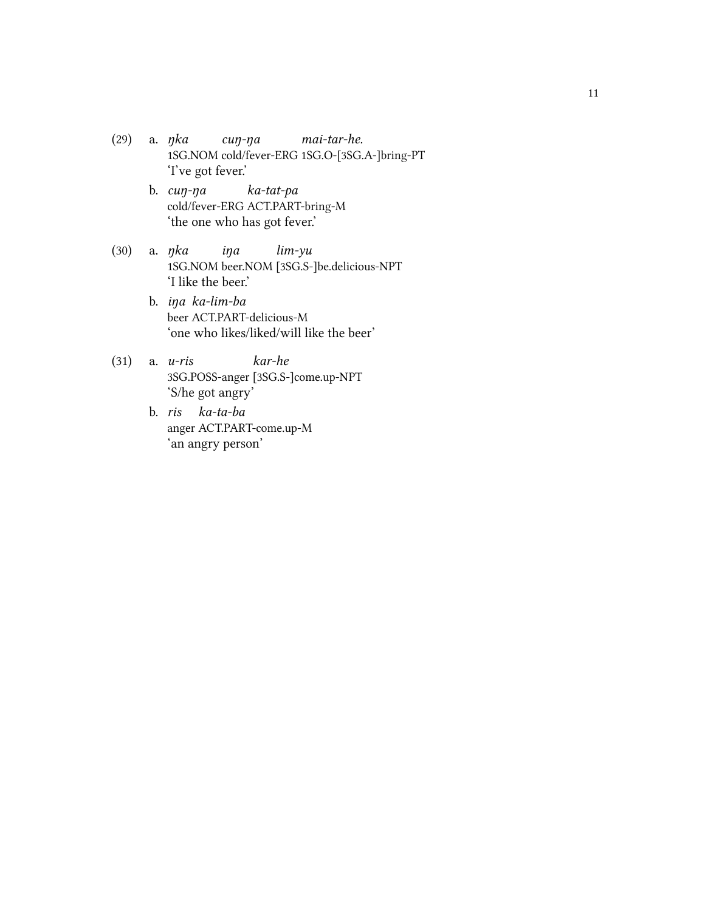(29) a. *ŋka cuŋ-ŋa mai-tar-he.*
1SG.NOM cold/fever-ERG 1SG.O-[3SG.A-]bring-PT
'I've got fever.'

b. *cuŋ-ŋa ka-tat-pa*
cold/fever-ERG ACT.PART-bring-M
'the one who has got fever.'

(30) a. *ŋka iŋa lim-yu*
1SG.NOM beer.NOM [3SG.S-]be.delicious-NPT
'I like the beer.'

b. *iŋa ka-lim-ba*
beer ACT.PART-delicious-M
'one who likes/liked/will like the beer'

(31) a. *u-ris kar-he*
3SG.POSS-anger [3SG.S-]come.up-NPT
'S/he got angry'

b. *ris ka-ta-ba*
anger ACT.PART-come.up-M
'an angry person'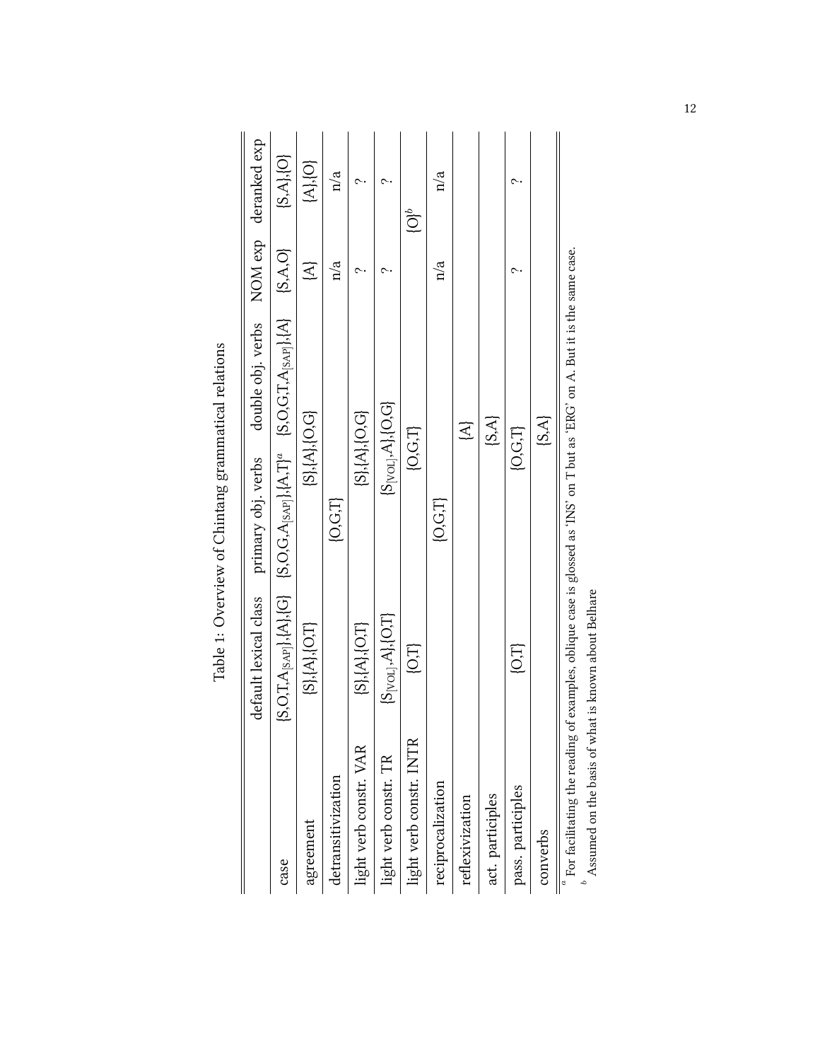Table 1: Overview of Chintang grammatical relations

| | default lexical class | primary obj. verbs | double obj. verbs | NOM exp | deranked exp |
|---|---|---|---|---|---|
| case | {S,O,T,$A_{[SAP]}$},{A},{G} | {S,O,G,$A_{[SAP]}$},{A,T}[a] | {S,O,G,T,$A_{[SAP]}$},{A} | {S,A,O} | {S,A},{O} |
| agreement | {S},{A},{O,T} | {S},{A},{O,G} | | {A} | {A},{O} |
| detransitivization | | {O,G,T} | | n/a | n/a |
| light verb constr. VAR | {S},{A},{O,T} | {S},{A},{O,G} | | ? | ? |
| light verb constr. TR | {$S_{[VOL]}$,A},{O,T} | {$S_{[VOL]}$,A},{O,G} | | ? | ? |
| light verb constr. INTR | {O,T} | {O,G,T} | | | {O}[b] |
| reciprocalization | | {O,G,T} | | n/a | n/a |
| reflexivization | | {A} | | | |
| act. participles | | {S,A} | | | |
| pass. participles | {O,T} | {O,G,T} | | ? | ? |
| converbs | | {S,A} | | | |

[a] For facilitating the reading of examples, oblique case is glossed as 'INS' on T but as 'ERG' on A. But it is the same case.
[b] Assumed on the basis of what is known about Belhare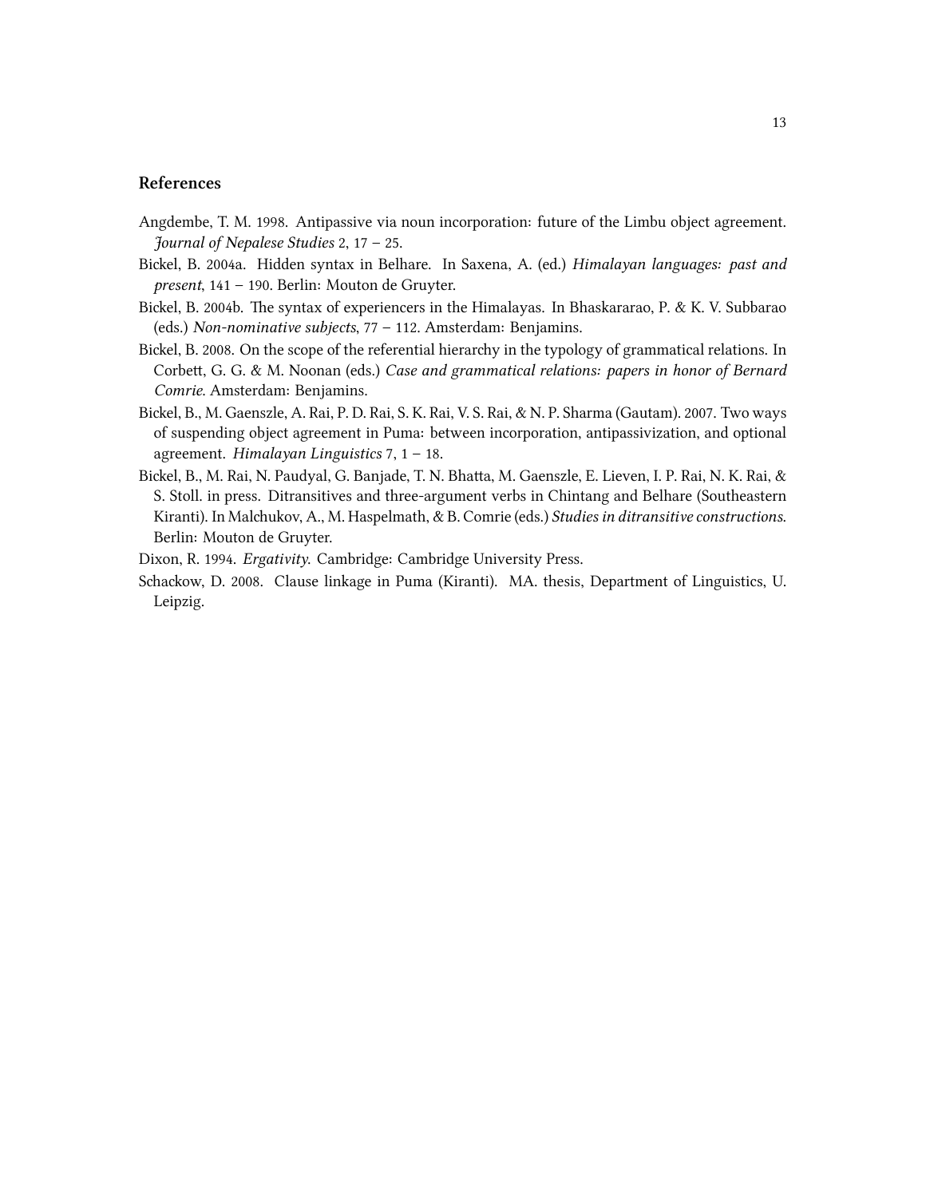## References

Angdembe, T. M. 1998. Antipassive via noun incorporation: future of the Limbu object agreement. *Journal of Nepalese Studies* 2, 17 – 25.

Bickel, B. 2004a. Hidden syntax in Belhare. In Saxena, A. (ed.) *Himalayan languages: past and present*, 141 – 190. Berlin: Mouton de Gruyter.

Bickel, B. 2004b. The syntax of experiencers in the Himalayas. In Bhaskararao, P. & K. V. Subbarao (eds.) *Non-nominative subjects*, 77 – 112. Amsterdam: Benjamins.

Bickel, B. 2008. On the scope of the referential hierarchy in the typology of grammatical relations. In Corbett, G. G. & M. Noonan (eds.) *Case and grammatical relations: papers in honor of Bernard Comrie*. Amsterdam: Benjamins.

Bickel, B., M. Gaenszle, A. Rai, P. D. Rai, S. K. Rai, V. S. Rai, & N. P. Sharma (Gautam). 2007. Two ways of suspending object agreement in Puma: between incorporation, antipassivization, and optional agreement. *Himalayan Linguistics* 7, 1 – 18.

Bickel, B., M. Rai, N. Paudyal, G. Banjade, T. N. Bhatta, M. Gaenszle, E. Lieven, I. P. Rai, N. K. Rai, & S. Stoll. in press. Ditransitives and three-argument verbs in Chintang and Belhare (Southeastern Kiranti). In Malchukov, A., M. Haspelmath, & B. Comrie (eds.) *Studies in ditransitive constructions*. Berlin: Mouton de Gruyter.

Dixon, R. 1994. *Ergativity*. Cambridge: Cambridge University Press.

Schackow, D. 2008. Clause linkage in Puma (Kiranti). MA. thesis, Department of Linguistics, U. Leipzig.